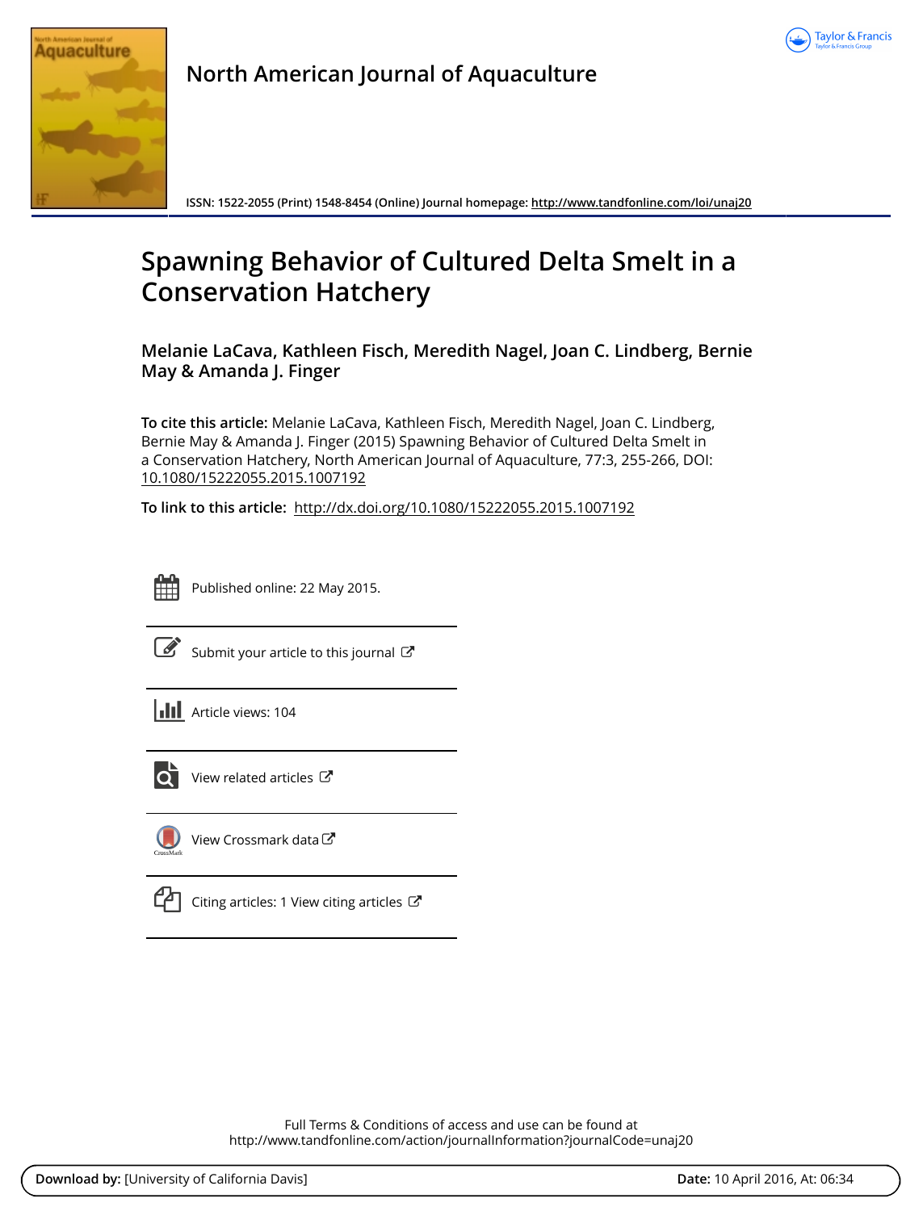# North American Journal of Aquaculture

ISSN: 1522-2055 (Print) 1548-8454 (Online) Journal homepage: http://www.tandfonline.com/loi/unaj20

# Spawning Behavior of Cultured Delta Smelt in a Conservation Hatchery

**Melanie LaCava, Kathleen Fisch, Meredith Nagel, Joan C. Lindberg, Bernie May & Amanda J. Finger**

**To cite this article:** Melanie LaCava, Kathleen Fisch, Meredith Nagel, Joan C. Lindberg, Bernie May & Amanda J. Finger (2015) Spawning Behavior of Cultured Delta Smelt in a Conservation Hatchery, North American Journal of Aquaculture, 77:3, 255-266, DOI: 10.1080/15222055.2015.1007192

**To link to this article:** http://dx.doi.org/10.1080/15222055.2015.1007192

Published online: 22 May 2015.

Submit your article to this journal

Article views: 104

View related articles

View Crossmark data

Citing articles: 1 View citing articles

Full Terms & Conditions of access and use can be found at
http://www.tandfonline.com/action/journalInformation?journalCode=unaj20

**Download by:** [University of California Davis] **Date:** 10 April 2016, At: 06:34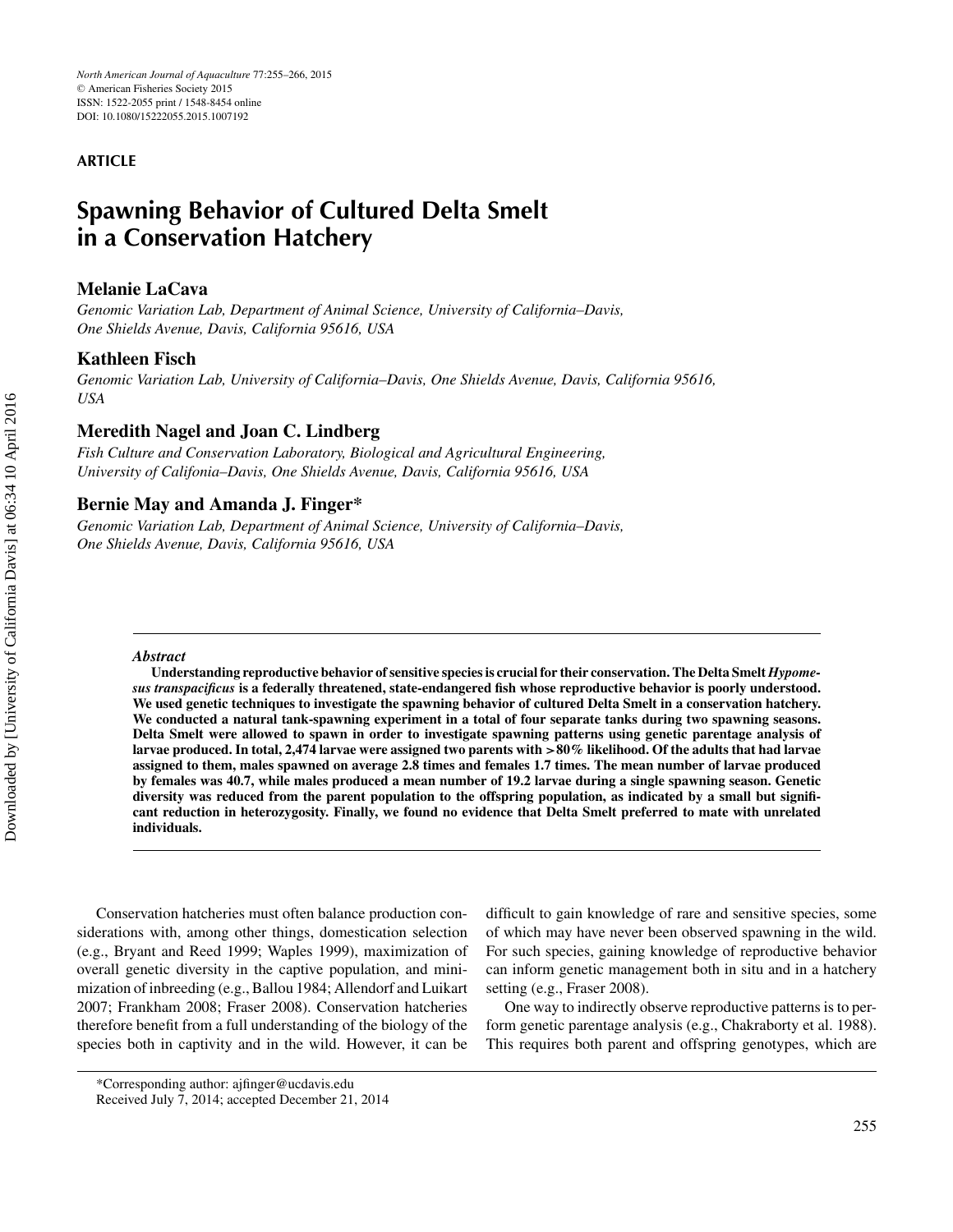**ARTICLE**

# Spawning Behavior of Cultured Delta Smelt in a Conservation Hatchery

**Melanie LaCava**

*Genomic Variation Lab, Department of Animal Science, University of California–Davis, One Shields Avenue, Davis, California 95616, USA*

**Kathleen Fisch**

*Genomic Variation Lab, University of California–Davis, One Shields Avenue, Davis, California 95616, USA*

**Meredith Nagel and Joan C. Lindberg**

*Fish Culture and Conservation Laboratory, Biological and Agricultural Engineering, University of Califonia–Davis, One Shields Avenue, Davis, California 95616, USA*

**Bernie May and Amanda J. Finger***

*Genomic Variation Lab, Department of Animal Science, University of California–Davis, One Shields Avenue, Davis, California 95616, USA*

***Abstract***

**Understanding reproductive behavior of sensitive species is crucial for their conservation. The Delta Smelt *Hypomesus transpacificus* is a federally threatened, state-endangered fish whose reproductive behavior is poorly understood. We used genetic techniques to investigate the spawning behavior of cultured Delta Smelt in a conservation hatchery. We conducted a natural tank-spawning experiment in a total of four separate tanks during two spawning seasons. Delta Smelt were allowed to spawn in order to investigate spawning patterns using genetic parentage analysis of larvae produced. In total, 2,474 larvae were assigned two parents with >80% likelihood. Of the adults that had larvae assigned to them, males spawned on average 2.8 times and females 1.7 times. The mean number of larvae produced by females was 40.7, while males produced a mean number of 19.2 larvae during a single spawning season. Genetic diversity was reduced from the parent population to the offspring population, as indicated by a small but significant reduction in heterozygosity. Finally, we found no evidence that Delta Smelt preferred to mate with unrelated individuals.**

Conservation hatcheries must often balance production considerations with, among other things, domestication selection (e.g., Bryant and Reed 1999; Waples 1999), maximization of overall genetic diversity in the captive population, and minimization of inbreeding (e.g., Ballou 1984; Allendorf and Luikart 2007; Frankham 2008; Fraser 2008). Conservation hatcheries therefore benefit from a full understanding of the biology of the species both in captivity and in the wild. However, it can be difficult to gain knowledge of rare and sensitive species, some of which may have never been observed spawning in the wild. For such species, gaining knowledge of reproductive behavior can inform genetic management both in situ and in a hatchery setting (e.g., Fraser 2008).

One way to indirectly observe reproductive patterns is to perform genetic parentage analysis (e.g., Chakraborty et al. 1988). This requires both parent and offspring genotypes, which are

*Corresponding author: ajfinger@ucdavis.edu

Received July 7, 2014; accepted December 21, 2014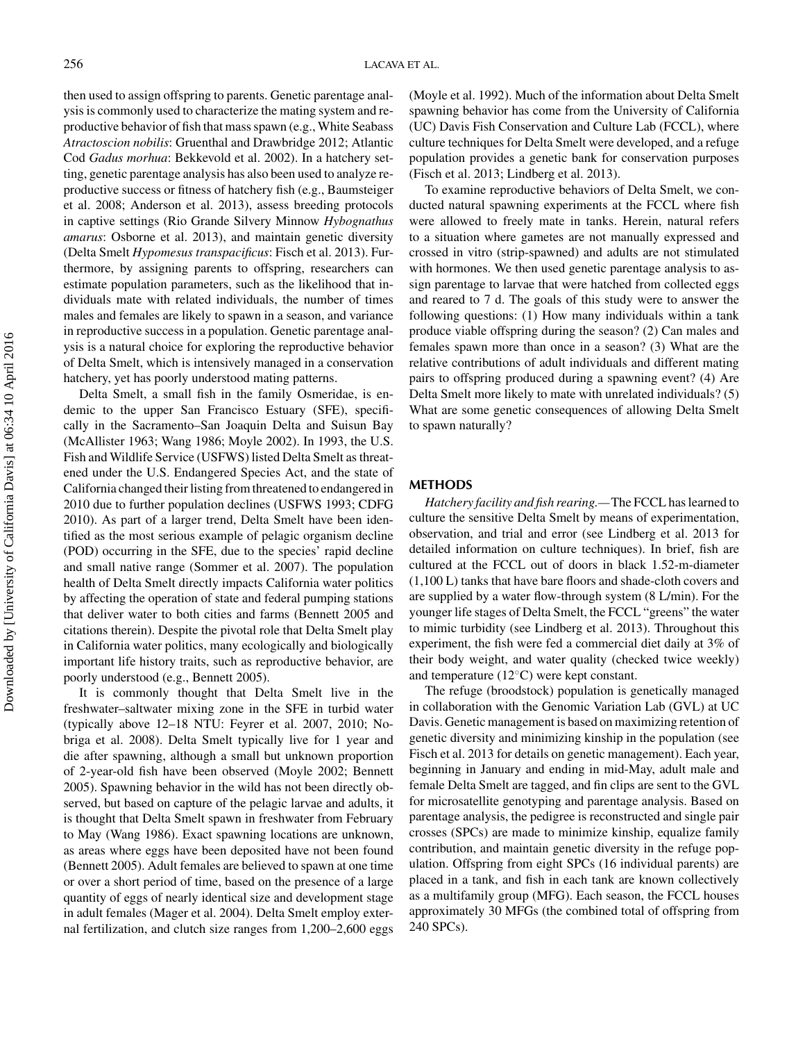then used to assign offspring to parents. Genetic parentage analysis is commonly used to characterize the mating system and reproductive behavior of fish that mass spawn (e.g., White Seabass *Atractoscion nobilis*: Gruenthal and Drawbridge 2012; Atlantic Cod *Gadus morhua*: Bekkevold et al. 2002). In a hatchery setting, genetic parentage analysis has also been used to analyze reproductive success or fitness of hatchery fish (e.g., Baumsteiger et al. 2008; Anderson et al. 2013), assess breeding protocols in captive settings (Rio Grande Silvery Minnow *Hybognathus amarus*: Osborne et al. 2013), and maintain genetic diversity (Delta Smelt *Hypomesus transpacificus*: Fisch et al. 2013). Furthermore, by assigning parents to offspring, researchers can estimate population parameters, such as the likelihood that individuals mate with related individuals, the number of times males and females are likely to spawn in a season, and variance in reproductive success in a population. Genetic parentage analysis is a natural choice for exploring the reproductive behavior of Delta Smelt, which is intensively managed in a conservation hatchery, yet has poorly understood mating patterns.

Delta Smelt, a small fish in the family Osmeridae, is endemic to the upper San Francisco Estuary (SFE), specifically in the Sacramento–San Joaquin Delta and Suisun Bay (McAllister 1963; Wang 1986; Moyle 2002). In 1993, the U.S. Fish and Wildlife Service (USFWS) listed Delta Smelt as threatened under the U.S. Endangered Species Act, and the state of California changed their listing from threatened to endangered in 2010 due to further population declines (USFWS 1993; CDFG 2010). As part of a larger trend, Delta Smelt have been identified as the most serious example of pelagic organism decline (POD) occurring in the SFE, due to the species' rapid decline and small native range (Sommer et al. 2007). The population health of Delta Smelt directly impacts California water politics by affecting the operation of state and federal pumping stations that deliver water to both cities and farms (Bennett 2005 and citations therein). Despite the pivotal role that Delta Smelt play in California water politics, many ecologically and biologically important life history traits, such as reproductive behavior, are poorly understood (e.g., Bennett 2005).

It is commonly thought that Delta Smelt live in the freshwater–saltwater mixing zone in the SFE in turbid water (typically above 12–18 NTU: Feyrer et al. 2007, 2010; Nobriga et al. 2008). Delta Smelt typically live for 1 year and die after spawning, although a small but unknown proportion of 2-year-old fish have been observed (Moyle 2002; Bennett 2005). Spawning behavior in the wild has not been directly observed, but based on capture of the pelagic larvae and adults, it is thought that Delta Smelt spawn in freshwater from February to May (Wang 1986). Exact spawning locations are unknown, as areas where eggs have been deposited have not been found (Bennett 2005). Adult females are believed to spawn at one time or over a short period of time, based on the presence of a large quantity of eggs of nearly identical size and development stage in adult females (Mager et al. 2004). Delta Smelt employ external fertilization, and clutch size ranges from 1,200–2,600 eggs (Moyle et al. 1992). Much of the information about Delta Smelt spawning behavior has come from the University of California (UC) Davis Fish Conservation and Culture Lab (FCCL), where culture techniques for Delta Smelt were developed, and a refuge population provides a genetic bank for conservation purposes (Fisch et al. 2013; Lindberg et al. 2013).

To examine reproductive behaviors of Delta Smelt, we conducted natural spawning experiments at the FCCL where fish were allowed to freely mate in tanks. Herein, natural refers to a situation where gametes are not manually expressed and crossed in vitro (strip-spawned) and adults are not stimulated with hormones. We then used genetic parentage analysis to assign parentage to larvae that were hatched from collected eggs and reared to 7 d. The goals of this study were to answer the following questions: (1) How many individuals within a tank produce viable offspring during the season? (2) Can males and females spawn more than once in a season? (3) What are the relative contributions of adult individuals and different mating pairs to offspring produced during a spawning event? (4) Are Delta Smelt more likely to mate with unrelated individuals? (5) What are some genetic consequences of allowing Delta Smelt to spawn naturally?

## METHODS

*Hatchery facility and fish rearing.*—The FCCL has learned to culture the sensitive Delta Smelt by means of experimentation, observation, and trial and error (see Lindberg et al. 2013 for detailed information on culture techniques). In brief, fish are cultured at the FCCL out of doors in black 1.52-m-diameter (1,100 L) tanks that have bare floors and shade-cloth covers and are supplied by a water flow-through system (8 L/min). For the younger life stages of Delta Smelt, the FCCL "greens" the water to mimic turbidity (see Lindberg et al. 2013). Throughout this experiment, the fish were fed a commercial diet daily at 3% of their body weight, and water quality (checked twice weekly) and temperature (12°C) were kept constant.

The refuge (broodstock) population is genetically managed in collaboration with the Genomic Variation Lab (GVL) at UC Davis. Genetic management is based on maximizing retention of genetic diversity and minimizing kinship in the population (see Fisch et al. 2013 for details on genetic management). Each year, beginning in January and ending in mid-May, adult male and female Delta Smelt are tagged, and fin clips are sent to the GVL for microsatellite genotyping and parentage analysis. Based on parentage analysis, the pedigree is reconstructed and single pair crosses (SPCs) are made to minimize kinship, equalize family contribution, and maintain genetic diversity in the refuge population. Offspring from eight SPCs (16 individual parents) are placed in a tank, and fish in each tank are known collectively as a multifamily group (MFG). Each season, the FCCL houses approximately 30 MFGs (the combined total of offspring from 240 SPCs).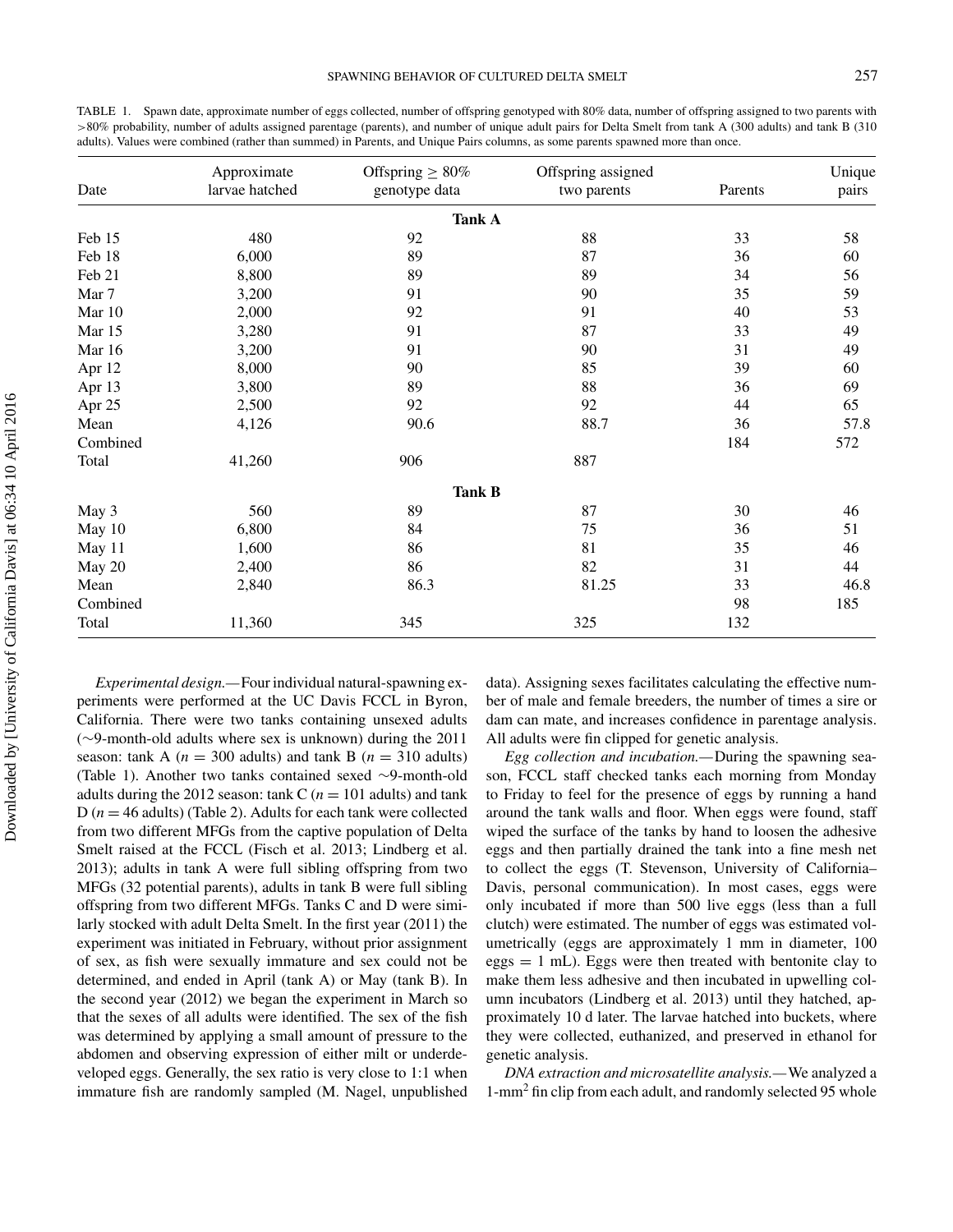TABLE 1. Spawn date, approximate number of eggs collected, number of offspring genotyped with 80% data, number of offspring assigned to two parents with >80% probability, number of adults assigned parentage (parents), and number of unique adult pairs for Delta Smelt from tank A (300 adults) and tank B (310 adults). Values were combined (rather than summed) in Parents, and Unique Pairs columns, as some parents spawned more than once.

| Date | Approximate larvae hatched | Offspring ≥ 80% genotype data | Offspring assigned two parents | Parents | Unique pairs |
|---|---|---|---|---|---|
| | | **Tank A** | | | |
| Feb 15 | 480 | 92 | 88 | 33 | 58 |
| Feb 18 | 6,000 | 89 | 87 | 36 | 60 |
| Feb 21 | 8,800 | 89 | 89 | 34 | 56 |
| Mar 7 | 3,200 | 91 | 90 | 35 | 59 |
| Mar 10 | 2,000 | 92 | 91 | 40 | 53 |
| Mar 15 | 3,280 | 91 | 87 | 33 | 49 |
| Mar 16 | 3,200 | 91 | 90 | 31 | 49 |
| Apr 12 | 8,000 | 90 | 85 | 39 | 60 |
| Apr 13 | 3,800 | 89 | 88 | 36 | 69 |
| Apr 25 | 2,500 | 92 | 92 | 44 | 65 |
| Mean | 4,126 | 90.6 | 88.7 | 36 | 57.8 |
| Combined | | | | 184 | 572 |
| Total | 41,260 | 906 | 887 | | |
| | | **Tank B** | | | |
| May 3 | 560 | 89 | 87 | 30 | 46 |
| May 10 | 6,800 | 84 | 75 | 36 | 51 |
| May 11 | 1,600 | 86 | 81 | 35 | 46 |
| May 20 | 2,400 | 86 | 82 | 31 | 44 |
| Mean | 2,840 | 86.3 | 81.25 | 33 | 46.8 |
| Combined | | | | 98 | 185 |
| Total | 11,360 | 345 | 325 | 132 | |

*Experimental design.*—Four individual natural-spawning experiments were performed at the UC Davis FCCL in Byron, California. There were two tanks containing unsexed adults (~9-month-old adults where sex is unknown) during the 2011 season: tank A ($n$ = 300 adults) and tank B ($n$ = 310 adults) (Table 1). Another two tanks contained sexed ~9-month-old adults during the 2012 season: tank C ($n$ = 101 adults) and tank D ($n$ = 46 adults) (Table 2). Adults for each tank were collected from two different MFGs from the captive population of Delta Smelt raised at the FCCL (Fisch et al. 2013; Lindberg et al. 2013); adults in tank A were full sibling offspring from two MFGs (32 potential parents), adults in tank B were full sibling offspring from two different MFGs. Tanks C and D were similarly stocked with adult Delta Smelt. In the first year (2011) the experiment was initiated in February, without prior assignment of sex, as fish were sexually immature and sex could not be determined, and ended in April (tank A) or May (tank B). In the second year (2012) we began the experiment in March so that the sexes of all adults were identified. The sex of the fish was determined by applying a small amount of pressure to the abdomen and observing expression of either milt or underdeveloped eggs. Generally, the sex ratio is very close to 1:1 when immature fish are randomly sampled (M. Nagel, unpublished data). Assigning sexes facilitates calculating the effective number of male and female breeders, the number of times a sire or dam can mate, and increases confidence in parentage analysis. All adults were fin clipped for genetic analysis.

*Egg collection and incubation.*—During the spawning season, FCCL staff checked tanks each morning from Monday to Friday to feel for the presence of eggs by running a hand around the tank walls and floor. When eggs were found, staff wiped the surface of the tanks by hand to loosen the adhesive eggs and then partially drained the tank into a fine mesh net to collect the eggs (T. Stevenson, University of California–Davis, personal communication). In most cases, eggs were only incubated if more than 500 live eggs (less than a full clutch) were estimated. The number of eggs was estimated volumetrically (eggs are approximately 1 mm in diameter, 100 eggs = 1 mL). Eggs were then treated with bentonite clay to make them less adhesive and then incubated in upwelling column incubators (Lindberg et al. 2013) until they hatched, approximately 10 d later. The larvae hatched into buckets, where they were collected, euthanized, and preserved in ethanol for genetic analysis.

*DNA extraction and microsatellite analysis.*—We analyzed a 1-mm$^2$ fin clip from each adult, and randomly selected 95 whole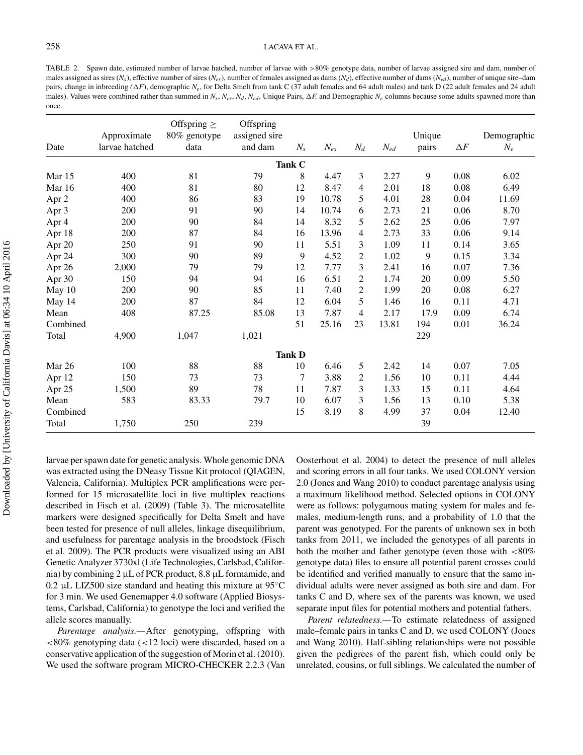TABLE 2. Spawn date, estimated number of larvae hatched, number of larvae with >80% genotype data, number of larvae assigned sire and dam, number of males assigned as sires ($N_s$), effective number of sires ($N_{es}$), number of females assigned as dams ($N_d$), effective number of dams ($N_{ed}$), number of unique sire–dam pairs, change in inbreeding ($\Delta F$), demographic $N_e$, for Delta Smelt from tank C (37 adult females and 64 adult males) and tank D (22 adult females and 24 adult males). Values were combined rather than summed in $N_s$, $N_{es}$, $N_d$, $N_{ed}$, Unique Pairs, $\Delta F$, and Demographic $N_e$ columns because some adults spawned more than once.

| Date | Approximate larvae hatched | Offspring ≥ 80% genotype data | Offspring assigned sire and dam | $N_s$ | $N_{es}$ | $N_d$ | $N_{ed}$ | Unique pairs | $\Delta F$ | Demographic $N_e$ |
|---|---|---|---|---|---|---|---|---|---|---|
| **Tank C** | | | | | | | | | | |
| Mar 15 | 400 | 81 | 79 | 8 | 4.47 | 3 | 2.27 | 9 | 0.08 | 6.02 |
| Mar 16 | 400 | 81 | 80 | 12 | 8.47 | 4 | 2.01 | 18 | 0.08 | 6.49 |
| Apr 2 | 400 | 86 | 83 | 19 | 10.78 | 5 | 4.01 | 28 | 0.04 | 11.69 |
| Apr 3 | 200 | 91 | 90 | 14 | 10.74 | 6 | 2.73 | 21 | 0.06 | 8.70 |
| Apr 4 | 200 | 90 | 84 | 14 | 8.32 | 5 | 2.62 | 25 | 0.06 | 7.97 |
| Apr 18 | 200 | 87 | 84 | 16 | 13.96 | 4 | 2.73 | 33 | 0.06 | 9.14 |
| Apr 20 | 250 | 91 | 90 | 11 | 5.51 | 3 | 1.09 | 11 | 0.14 | 3.65 |
| Apr 24 | 300 | 90 | 89 | 9 | 4.52 | 2 | 1.02 | 9 | 0.15 | 3.34 |
| Apr 26 | 2,000 | 79 | 79 | 12 | 7.77 | 3 | 2.41 | 16 | 0.07 | 7.36 |
| Apr 30 | 150 | 94 | 94 | 16 | 6.51 | 2 | 1.74 | 20 | 0.09 | 5.50 |
| May 10 | 200 | 90 | 85 | 11 | 7.40 | 2 | 1.99 | 20 | 0.08 | 6.27 |
| May 14 | 200 | 87 | 84 | 12 | 6.04 | 5 | 1.46 | 16 | 0.11 | 4.71 |
| Mean | 408 | 87.25 | 85.08 | 13 | 7.87 | 4 | 2.17 | 17.9 | 0.09 | 6.74 |
| Combined | | | | 51 | 25.16 | 23 | 13.81 | 194 | 0.01 | 36.24 |
| Total | 4,900 | 1,047 | 1,021 | | | | | 229 | | |
| **Tank D** | | | | | | | | | | |
| Mar 26 | 100 | 88 | 88 | 10 | 6.46 | 5 | 2.42 | 14 | 0.07 | 7.05 |
| Apr 12 | 150 | 73 | 73 | 7 | 3.88 | 2 | 1.56 | 10 | 0.11 | 4.44 |
| Apr 25 | 1,500 | 89 | 78 | 11 | 7.87 | 3 | 1.33 | 15 | 0.11 | 4.64 |
| Mean | 583 | 83.33 | 79.7 | 10 | 6.07 | 3 | 1.56 | 13 | 0.10 | 5.38 |
| Combined | | | | 15 | 8.19 | 8 | 4.99 | 37 | 0.04 | 12.40 |
| Total | 1,750 | 250 | 239 | | | | | 39 | | |

larvae per spawn date for genetic analysis. Whole genomic DNA was extracted using the DNeasy Tissue Kit protocol (QIAGEN, Valencia, California). Multiplex PCR amplifications were performed for 15 microsatellite loci in five multiplex reactions described in Fisch et al. (2009) (Table 3). The microsatellite markers were designed specifically for Delta Smelt and have been tested for presence of null alleles, linkage disequilibrium, and usefulness for parentage analysis in the broodstock (Fisch et al. 2009). The PCR products were visualized using an ABI Genetic Analyzer 3730xl (Life Technologies, Carlsbad, California) by combining 2 μL of PCR product, 8.8 μL formamide, and 0.2 μL LIZ500 size standard and heating this mixture at 95°C for 3 min. We used Genemapper 4.0 software (Applied Biosystems, Carlsbad, California) to genotype the loci and verified the allele scores manually.

*Parentage analysis.*—After genotyping, offspring with <80% genotyping data (<12 loci) were discarded, based on a conservative application of the suggestion of Morin et al. (2010). We used the software program MICRO-CHECKER 2.2.3 (Van Oosterhout et al. 2004) to detect the presence of null alleles and scoring errors in all four tanks. We used COLONY version 2.0 (Jones and Wang 2010) to conduct parentage analysis using a maximum likelihood method. Selected options in COLONY were as follows: polygamous mating system for males and females, medium-length runs, and a probability of 1.0 that the parent was genotyped. For the parents of unknown sex in both tanks from 2011, we included the genotypes of all parents in both the mother and father genotype (even those with <80% genotype data) files to ensure all potential parent crosses could be identified and verified manually to ensure that the same individual adults were never assigned as both sire and dam. For tanks C and D, where sex of the parents was known, we used separate input files for potential mothers and potential fathers.

*Parent relatedness.*—To estimate relatedness of assigned male–female pairs in tanks C and D, we used COLONY (Jones and Wang 2010). Half-sibling relationships were not possible given the pedigrees of the parent fish, which could only be unrelated, cousins, or full siblings. We calculated the number of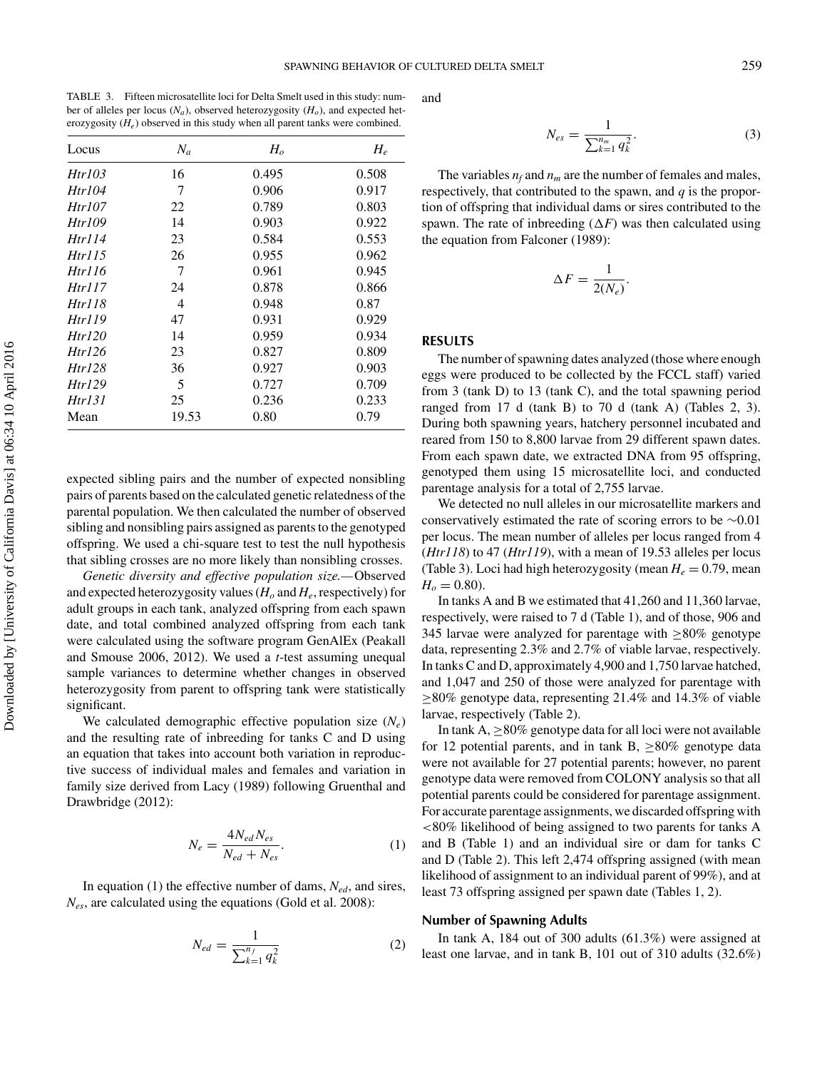TABLE 3. Fifteen microsatellite loci for Delta Smelt used in this study: number of alleles per locus ($N_a$), observed heterozygosity ($H_o$), and expected heterozygosity ($H_e$) observed in this study when all parent tanks were combined.

| Locus | $N_a$ | $H_o$ | $H_e$ |
|---|---|---|---|
| *Htr103* | 16 | 0.495 | 0.508 |
| *Htr104* | 7 | 0.906 | 0.917 |
| *Htr107* | 22 | 0.789 | 0.803 |
| *Htr109* | 14 | 0.903 | 0.922 |
| *Htr114* | 23 | 0.584 | 0.553 |
| *Htr115* | 26 | 0.955 | 0.962 |
| *Htr116* | 7 | 0.961 | 0.945 |
| *Htr117* | 24 | 0.878 | 0.866 |
| *Htr118* | 4 | 0.948 | 0.87 |
| *Htr119* | 47 | 0.931 | 0.929 |
| *Htr120* | 14 | 0.959 | 0.934 |
| *Htr126* | 23 | 0.827 | 0.809 |
| *Htr128* | 36 | 0.927 | 0.903 |
| *Htr129* | 5 | 0.727 | 0.709 |
| *Htr131* | 25 | 0.236 | 0.233 |
| Mean | 19.53 | 0.80 | 0.79 |

expected sibling pairs and the number of expected nonsibling pairs of parents based on the calculated genetic relatedness of the parental population. We then calculated the number of observed sibling and nonsibling pairs assigned as parents to the genotyped offspring. We used a chi-square test to test the null hypothesis that sibling crosses are no more likely than nonsibling crosses.

*Genetic diversity and effective population size.*—Observed and expected heterozygosity values ($H_o$ and $H_e$, respectively) for adult groups in each tank, analyzed offspring from each spawn date, and total combined analyzed offspring from each tank were calculated using the software program GenAlEx (Peakall and Smouse 2006, 2012). We used a *t*-test assuming unequal sample variances to determine whether changes in observed heterozygosity from parent to offspring tank were statistically significant.

We calculated demographic effective population size ($N_e$) and the resulting rate of inbreeding for tanks C and D using an equation that takes into account both variation in reproductive success of individual males and females and variation in family size derived from Lacy (1989) following Gruenthal and Drawbridge (2012):

$$N_e = \frac{4N_{ed}N_{es}}{N_{ed} + N_{es}}. \quad (1)$$

In equation (1) the effective number of dams, $N_{ed}$, and sires, $N_{es}$, are calculated using the equations (Gold et al. 2008):

$$N_{ed} = \frac{1}{\sum_{k=1}^{n_f} q_k^2} \quad (2)$$

and

$$N_{es} = \frac{1}{\sum_{k=1}^{n_m} q_k^2}. \quad (3)$$

The variables $n_f$ and $n_m$ are the number of females and males, respectively, that contributed to the spawn, and $q$ is the proportion of offspring that individual dams or sires contributed to the spawn. The rate of inbreeding ($\Delta F$) was then calculated using the equation from Falconer (1989):

$$\Delta F = \frac{1}{2(N_e)}.$$

## RESULTS

The number of spawning dates analyzed (those where enough eggs were produced to be collected by the FCCL staff) varied from 3 (tank D) to 13 (tank C), and the total spawning period ranged from 17 d (tank B) to 70 d (tank A) (Tables 2, 3). During both spawning years, hatchery personnel incubated and reared from 150 to 8,800 larvae from 29 different spawn dates. From each spawn date, we extracted DNA from 95 offspring, genotyped them using 15 microsatellite loci, and conducted parentage analysis for a total of 2,755 larvae.

We detected no null alleles in our microsatellite markers and conservatively estimated the rate of scoring errors to be ~0.01 per locus. The mean number of alleles per locus ranged from 4 (*Htr118*) to 47 (*Htr119*), with a mean of 19.53 alleles per locus (Table 3). Loci had high heterozygosity (mean $H_e = 0.79$, mean $H_o = 0.80$).

In tanks A and B we estimated that 41,260 and 11,360 larvae, respectively, were raised to 7 d (Table 1), and of those, 906 and 345 larvae were analyzed for parentage with ≥80% genotype data, representing 2.3% and 2.7% of viable larvae, respectively. In tanks C and D, approximately 4,900 and 1,750 larvae hatched, and 1,047 and 250 of those were analyzed for parentage with ≥80% genotype data, representing 21.4% and 14.3% of viable larvae, respectively (Table 2).

In tank A, ≥80% genotype data for all loci were not available for 12 potential parents, and in tank B, ≥80% genotype data were not available for 27 potential parents; however, no parent genotype data were removed from COLONY analysis so that all potential parents could be considered for parentage assignment. For accurate parentage assignments, we discarded offspring with <80% likelihood of being assigned to two parents for tanks A and B (Table 1) and an individual sire or dam for tanks C and D (Table 2). This left 2,474 offspring assigned (with mean likelihood of assignment to an individual parent of 99%), and at least 73 offspring assigned per spawn date (Tables 1, 2).

### Number of Spawning Adults

In tank A, 184 out of 300 adults (61.3%) were assigned at least one larvae, and in tank B, 101 out of 310 adults (32.6%)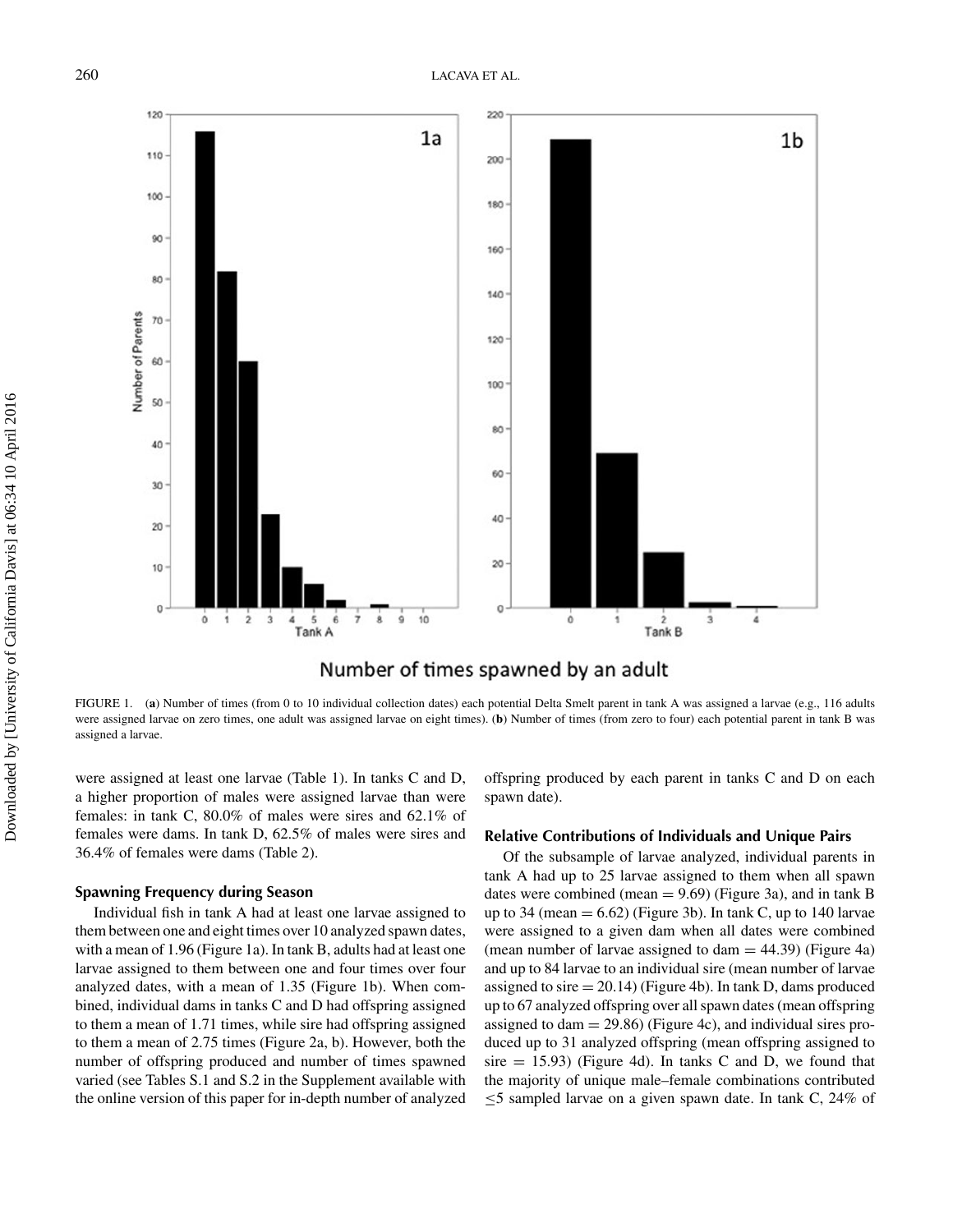FIGURE 1. (**a**) Number of times (from 0 to 10 individual collection dates) each potential Delta Smelt parent in tank A was assigned a larvae (e.g., 116 adults were assigned larvae on zero times, one adult was assigned larvae on eight times). (**b**) Number of times (from zero to four) each potential parent in tank B was assigned a larvae.

were assigned at least one larvae (Table 1). In tanks C and D, a higher proportion of males were assigned larvae than were females: in tank C, 80.0% of males were sires and 62.1% of females were dams. In tank D, 62.5% of males were sires and 36.4% of females were dams (Table 2).

### Spawning Frequency during Season

Individual fish in tank A had at least one larvae assigned to them between one and eight times over 10 analyzed spawn dates, with a mean of 1.96 (Figure 1a). In tank B, adults had at least one larvae assigned to them between one and four times over four analyzed dates, with a mean of 1.35 (Figure 1b). When combined, individual dams in tanks C and D had offspring assigned to them a mean of 1.71 times, while sire had offspring assigned to them a mean of 2.75 times (Figure 2a, b). However, both the number of offspring produced and number of times spawned varied (see Tables S.1 and S.2 in the Supplement available with the online version of this paper for in-depth number of analyzed offspring produced by each parent in tanks C and D on each spawn date).

### Relative Contributions of Individuals and Unique Pairs

Of the subsample of larvae analyzed, individual parents in tank A had up to 25 larvae assigned to them when all spawn dates were combined (mean = 9.69) (Figure 3a), and in tank B up to 34 (mean = 6.62) (Figure 3b). In tank C, up to 140 larvae were assigned to a given dam when all dates were combined (mean number of larvae assigned to dam = 44.39) (Figure 4a) and up to 84 larvae to an individual sire (mean number of larvae assigned to sire = 20.14) (Figure 4b). In tank D, dams produced up to 67 analyzed offspring over all spawn dates (mean offspring assigned to dam = 29.86) (Figure 4c), and individual sires produced up to 31 analyzed offspring (mean offspring assigned to sire = 15.93) (Figure 4d). In tanks C and D, we found that the majority of unique male–female combinations contributed $\leq$5 sampled larvae on a given spawn date. In tank C, 24% of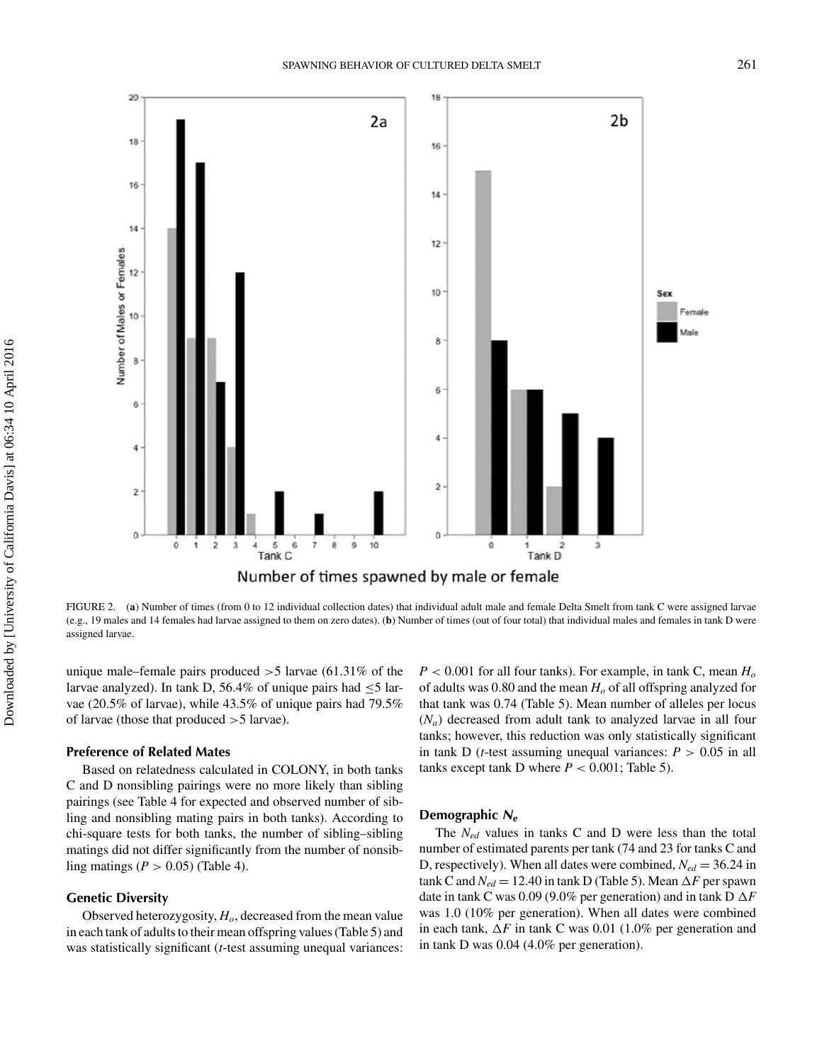FIGURE 2. (**a**) Number of times (from 0 to 12 individual collection dates) that individual adult male and female Delta Smelt from tank C were assigned larvae (e.g., 19 males and 14 females had larvae assigned to them on zero dates). (**b**) Number of times (out of four total) that individual males and females in tank D were assigned larvae.

unique male–female pairs produced >5 larvae (61.31% of the larvae analyzed). In tank D, 56.4% of unique pairs had ≤5 larvae (20.5% of larvae), while 43.5% of unique pairs had 79.5% of larvae (those that produced >5 larvae).

### Preference of Related Mates

Based on relatedness calculated in COLONY, in both tanks C and D nonsibling pairings were no more likely than sibling pairings (see Table 4 for expected and observed number of sibling and nonsibling mating pairs in both tanks). According to chi-square tests for both tanks, the number of sibling–sibling matings did not differ significantly from the number of nonsibling matings ($P > 0.05$) (Table 4).

### Genetic Diversity

Observed heterozygosity, $H_o$, decreased from the mean value in each tank of adults to their mean offspring values (Table 5) and was statistically significant (*t*-test assuming unequal variances: $P < 0.001$ for all four tanks). For example, in tank C, mean $H_o$ of adults was 0.80 and the mean $H_o$ of all offspring analyzed for that tank was 0.74 (Table 5). Mean number of alleles per locus ($N_a$) decreased from adult tank to analyzed larvae in all four tanks; however, this reduction was only statistically significant in tank D (*t*-test assuming unequal variances: $P > 0.05$ in all tanks except tank D where $P < 0.001$; Table 5).

### Demographic $N_e$

The $N_{ed}$ values in tanks C and D were less than the total number of estimated parents per tank (74 and 23 for tanks C and D, respectively). When all dates were combined, $N_{ed} = 36.24$ in tank C and $N_{ed} = 12.40$ in tank D (Table 5). Mean $\Delta F$ per spawn date in tank C was 0.09 (9.0% per generation) and in tank D $\Delta F$ was 1.0 (10% per generation). When all dates were combined in each tank, $\Delta F$ in tank C was 0.01 (1.0% per generation and in tank D was 0.04 (4.0% per generation).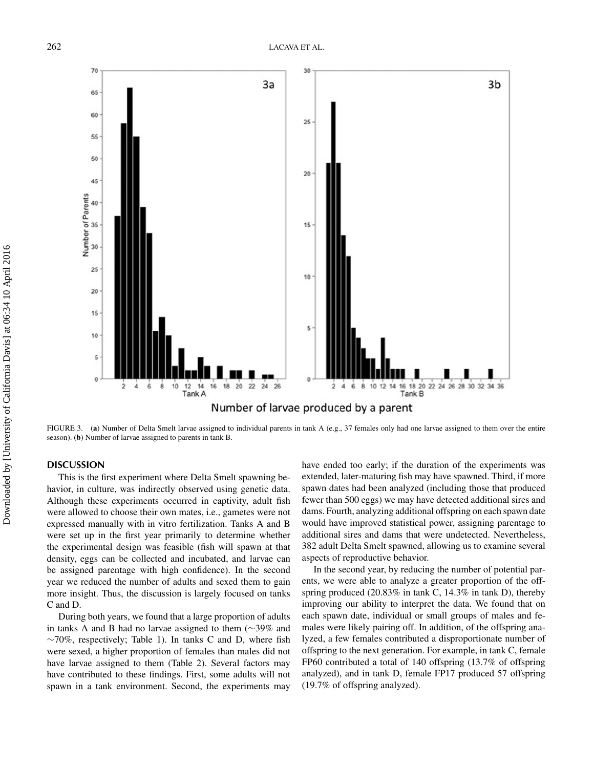FIGURE 3. (**a**) Number of Delta Smelt larvae assigned to individual parents in tank A (e.g., 37 females only had one larvae assigned to them over the entire season). (**b**) Number of larvae assigned to parents in tank B.

## DISCUSSION

This is the first experiment where Delta Smelt spawning behavior, in culture, was indirectly observed using genetic data. Although these experiments occurred in captivity, adult fish were allowed to choose their own mates, i.e., gametes were not expressed manually with in vitro fertilization. Tanks A and B were set up in the first year primarily to determine whether the experimental design was feasible (fish will spawn at that density, eggs can be collected and incubated, and larvae can be assigned parentage with high confidence). In the second year we reduced the number of adults and sexed them to gain more insight. Thus, the discussion is largely focused on tanks C and D.

During both years, we found that a large proportion of adults in tanks A and B had no larvae assigned to them (~39% and ~70%, respectively; Table 1). In tanks C and D, where fish were sexed, a higher proportion of females than males did not have larvae assigned to them (Table 2). Several factors may have contributed to these findings. First, some adults will not spawn in a tank environment. Second, the experiments may have ended too early; if the duration of the experiments was extended, later-maturing fish may have spawned. Third, if more spawn dates had been analyzed (including those that produced fewer than 500 eggs) we may have detected additional sires and dams. Fourth, analyzing additional offspring on each spawn date would have improved statistical power, assigning parentage to additional sires and dams that were undetected. Nevertheless, 382 adult Delta Smelt spawned, allowing us to examine several aspects of reproductive behavior.

In the second year, by reducing the number of potential parents, we were able to analyze a greater proportion of the offspring produced (20.83% in tank C, 14.3% in tank D), thereby improving our ability to interpret the data. We found that on each spawn date, individual or small groups of males and females were likely pairing off. In addition, of the offspring analyzed, a few females contributed a disproportionate number of offspring to the next generation. For example, in tank C, female FP60 contributed a total of 140 offspring (13.7% of offspring analyzed), and in tank D, female FP17 produced 57 offspring (19.7% of offspring analyzed).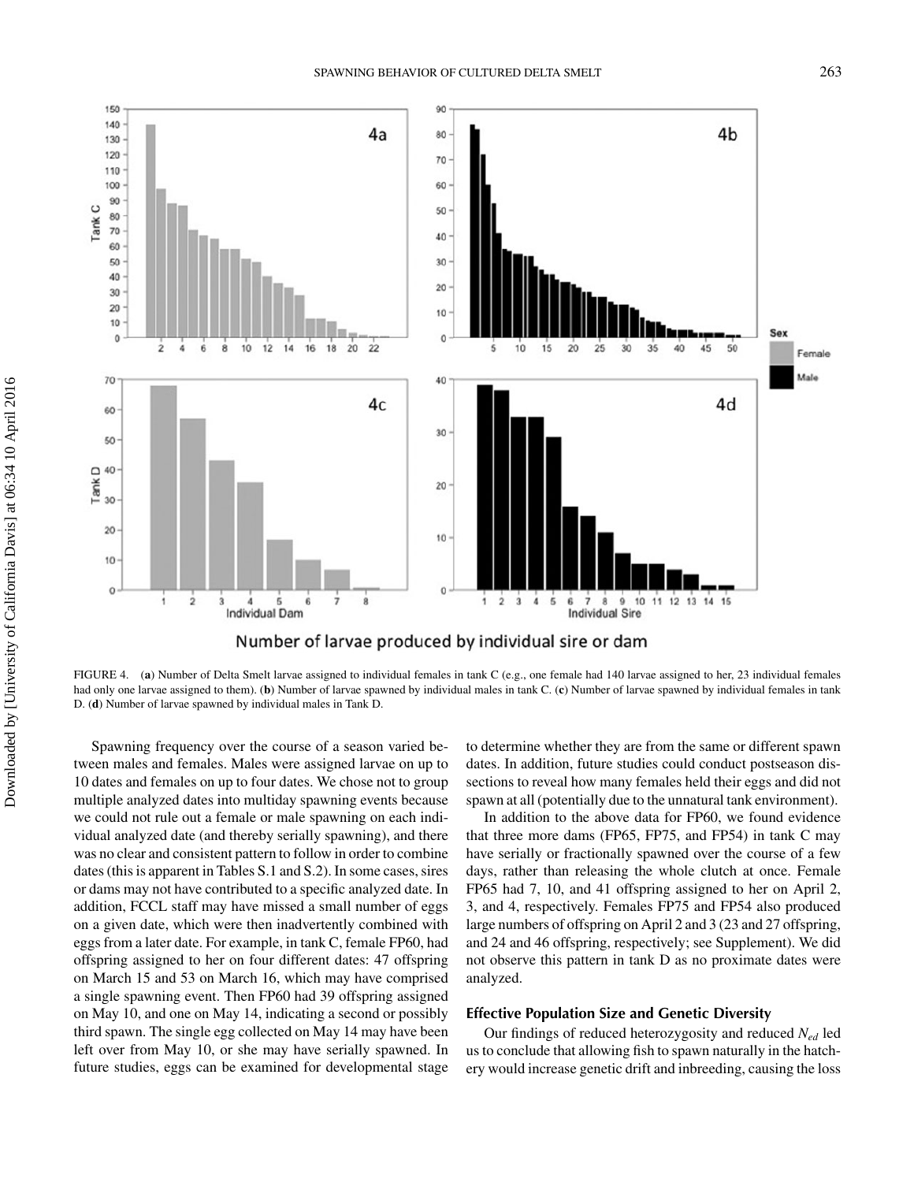FIGURE 4. (**a**) Number of Delta Smelt larvae assigned to individual females in tank C (e.g., one female had 140 larvae assigned to her, 23 individual females had only one larvae assigned to them). (**b**) Number of larvae spawned by individual males in tank C. (**c**) Number of larvae spawned by individual females in tank D. (**d**) Number of larvae spawned by individual males in Tank D.

Spawning frequency over the course of a season varied between males and females. Males were assigned larvae on up to 10 dates and females on up to four dates. We chose not to group multiple analyzed dates into multiday spawning events because we could not rule out a female or male spawning on each individual analyzed date (and thereby serially spawning), and there was no clear and consistent pattern to follow in order to combine dates (this is apparent in Tables S.1 and S.2). In some cases, sires or dams may not have contributed to a specific analyzed date. In addition, FCCL staff may have missed a small number of eggs on a given date, which were then inadvertently combined with eggs from a later date. For example, in tank C, female FP60, had offspring assigned to her on four different dates: 47 offspring on March 15 and 53 on March 16, which may have comprised a single spawning event. Then FP60 had 39 offspring assigned on May 10, and one on May 14, indicating a second or possibly third spawn. The single egg collected on May 14 may have been left over from May 10, or she may have serially spawned. In future studies, eggs can be examined for developmental stage to determine whether they are from the same or different spawn dates. In addition, future studies could conduct postseason dissections to reveal how many females held their eggs and did not spawn at all (potentially due to the unnatural tank environment).

In addition to the above data for FP60, we found evidence that three more dams (FP65, FP75, and FP54) in tank C may have serially or fractionally spawned over the course of a few days, rather than releasing the whole clutch at once. Female FP65 had 7, 10, and 41 offspring assigned to her on April 2, 3, and 4, respectively. Females FP75 and FP54 also produced large numbers of offspring on April 2 and 3 (23 and 27 offspring, and 24 and 46 offspring, respectively; see Supplement). We did not observe this pattern in tank D as no proximate dates were analyzed.

### Effective Population Size and Genetic Diversity

Our findings of reduced heterozygosity and reduced $N_{ed}$ led us to conclude that allowing fish to spawn naturally in the hatchery would increase genetic drift and inbreeding, causing the loss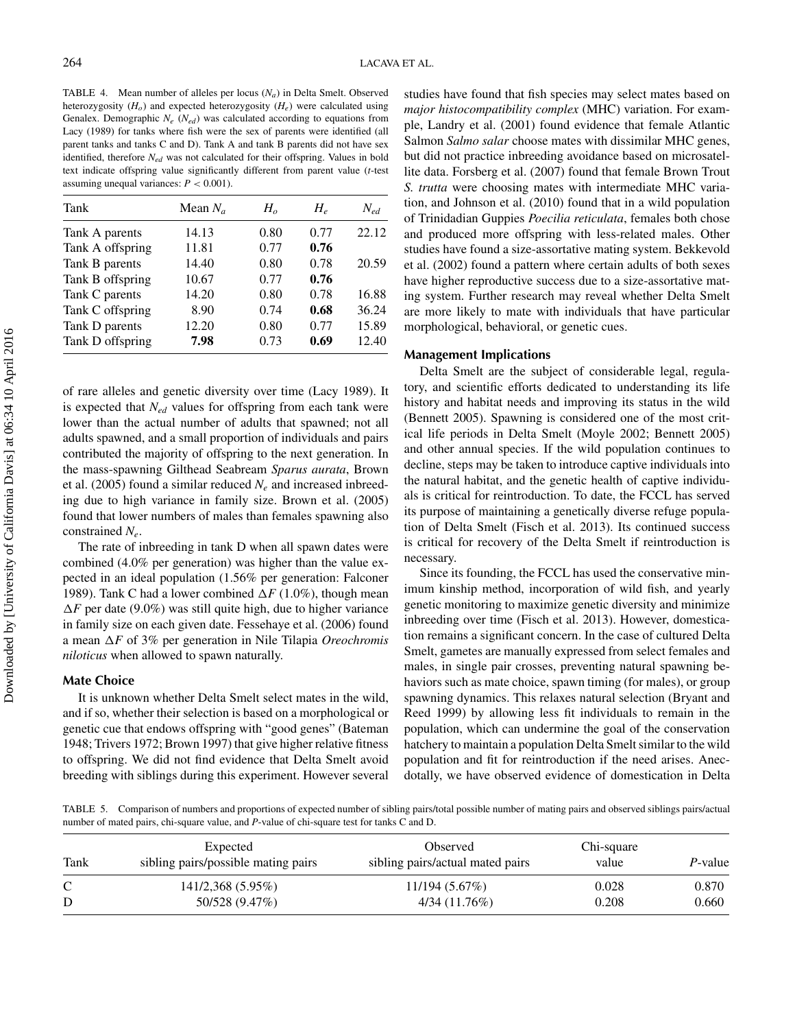TABLE 4. Mean number of alleles per locus ($N_a$) in Delta Smelt. Observed heterozygosity ($H_o$) and expected heterozygosity ($H_e$) were calculated using Genalex. Demographic $N_e$ ($N_{ed}$) was calculated according to equations from Lacy (1989) for tanks where fish were the sex of parents were identified (all parent tanks and tanks C and D). Tank A and tank B parents did not have sex identified, therefore $N_{ed}$ was not calculated for their offspring. Values in bold text indicate offspring value significantly different from parent value (*t*-test assuming unequal variances: $P < 0.001$).

| Tank | Mean $N_a$ | $H_o$ | $H_e$ | $N_{ed}$ |
|---|---|---|---|---|
| Tank A parents | 14.13 | 0.80 | 0.77 | 22.12 |
| Tank A offspring | 11.81 | 0.77 | **0.76** | |
| Tank B parents | 14.40 | 0.80 | 0.78 | 20.59 |
| Tank B offspring | 10.67 | 0.77 | **0.76** | |
| Tank C parents | 14.20 | 0.80 | 0.78 | 16.88 |
| Tank C offspring | 8.90 | 0.74 | **0.68** | 36.24 |
| Tank D parents | 12.20 | 0.80 | 0.77 | 15.89 |
| Tank D offspring | **7.98** | 0.73 | **0.69** | 12.40 |

of rare alleles and genetic diversity over time (Lacy 1989). It is expected that $N_{ed}$ values for offspring from each tank were lower than the actual number of adults that spawned; not all adults spawned, and a small proportion of individuals and pairs contributed the majority of offspring to the next generation. In the mass-spawning Gilthead Seabream *Sparus aurata*, Brown et al. (2005) found a similar reduced $N_e$ and increased inbreeding due to high variance in family size. Brown et al. (2005) found that lower numbers of males than females spawning also constrained $N_e$.

The rate of inbreeding in tank D when all spawn dates were combined (4.0% per generation) was higher than the value expected in an ideal population (1.56% per generation: Falconer 1989). Tank C had a lower combined $\Delta F$ (1.0%), though mean $\Delta F$ per date (9.0%) was still quite high, due to higher variance in family size on each given date. Fessehaye et al. (2006) found a mean $\Delta F$ of 3% per generation in Nile Tilapia *Oreochromis niloticus* when allowed to spawn naturally.

### Mate Choice

It is unknown whether Delta Smelt select mates in the wild, and if so, whether their selection is based on a morphological or genetic cue that endows offspring with "good genes" (Bateman 1948; Trivers 1972; Brown 1997) that give higher relative fitness to offspring. We did not find evidence that Delta Smelt avoid breeding with siblings during this experiment. However several studies have found that fish species may select mates based on *major histocompatibility complex* (MHC) variation. For example, Landry et al. (2001) found evidence that female Atlantic Salmon *Salmo salar* choose mates with dissimilar MHC genes, but did not practice inbreeding avoidance based on microsatellite data. Forsberg et al. (2007) found that female Brown Trout *S. trutta* were choosing mates with intermediate MHC variation, and Johnson et al. (2010) found that in a wild population of Trinidadian Guppies *Poecilia reticulata*, females both chose and produced more offspring with less-related males. Other studies have found a size-assortative mating system. Bekkevold et al. (2002) found a pattern where certain adults of both sexes have higher reproductive success due to a size-assortative mating system. Further research may reveal whether Delta Smelt are more likely to mate with individuals that have particular morphological, behavioral, or genetic cues.

### Management Implications

Delta Smelt are the subject of considerable legal, regulatory, and scientific efforts dedicated to understanding its life history and habitat needs and improving its status in the wild (Bennett 2005). Spawning is considered one of the most critical life periods in Delta Smelt (Moyle 2002; Bennett 2005) and other annual species. If the wild population continues to decline, steps may be taken to introduce captive individuals into the natural habitat, and the genetic health of captive individuals is critical for reintroduction. To date, the FCCL has served its purpose of maintaining a genetically diverse refuge population of Delta Smelt (Fisch et al. 2013). Its continued success is critical for recovery of the Delta Smelt if reintroduction is necessary.

Since its founding, the FCCL has used the conservative minimum kinship method, incorporation of wild fish, and yearly genetic monitoring to maximize genetic diversity and minimize inbreeding over time (Fisch et al. 2013). However, domestication remains a significant concern. In the case of cultured Delta Smelt, gametes are manually expressed from select females and males, in single pair crosses, preventing natural spawning behaviors such as mate choice, spawn timing (for males), or group spawning dynamics. This relaxes natural selection (Bryant and Reed 1999) by allowing less fit individuals to remain in the population, which can undermine the goal of the conservation hatchery to maintain a population Delta Smelt similar to the wild population and fit for reintroduction if the need arises. Anecdotally, we have observed evidence of domestication in Delta

TABLE 5. Comparison of numbers and proportions of expected number of sibling pairs/total possible number of mating pairs and observed siblings pairs/actual number of mated pairs, chi-square value, and *P*-value of chi-square test for tanks C and D.

| Tank | Expected sibling pairs/possible mating pairs | Observed sibling pairs/actual mated pairs | Chi-square value | *P*-value |
|---|---|---|---|---|
| C | 141/2,368 (5.95%) | 11/194 (5.67%) | 0.028 | 0.870 |
| D | 50/528 (9.47%) | 4/34 (11.76%) | 0.208 | 0.660 |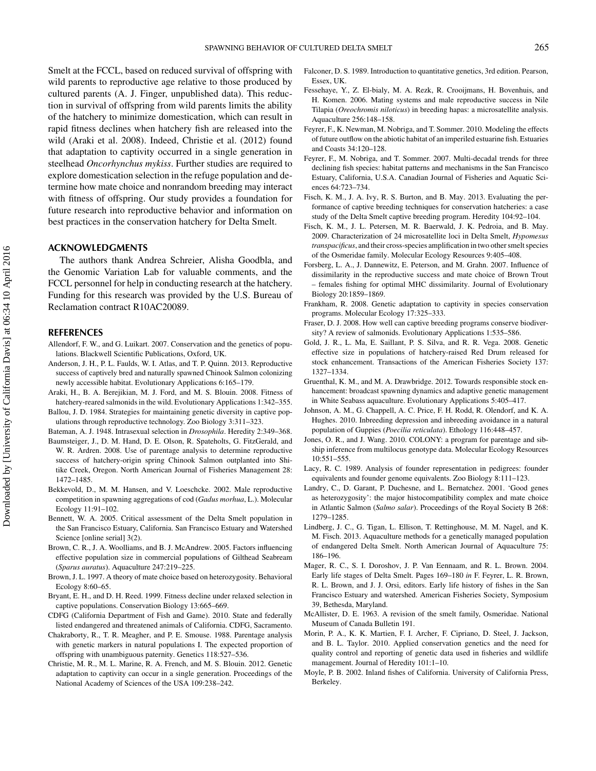Smelt at the FCCL, based on reduced survival of offspring with wild parents to reproductive age relative to those produced by cultured parents (A. J. Finger, unpublished data). This reduction in survival of offspring from wild parents limits the ability of the hatchery to minimize domestication, which can result in rapid fitness declines when hatchery fish are released into the wild (Araki et al. 2008). Indeed, Christie et al. (2012) found that adaptation to captivity occurred in a single generation in steelhead *Oncorhynchus mykiss*. Further studies are required to explore domestication selection in the refuge population and determine how mate choice and nonrandom breeding may interact with fitness of offspring. Our study provides a foundation for future research into reproductive behavior and information on best practices in the conservation hatchery for Delta Smelt.

## ACKNOWLEDGMENTS

The authors thank Andrea Schreier, Alisha Goodbla, and the Genomic Variation Lab for valuable comments, and the FCCL personnel for help in conducting research at the hatchery. Funding for this research was provided by the U.S. Bureau of Reclamation contract R10AC20089.

## REFERENCES

Allendorf, F. W., and G. Luikart. 2007. Conservation and the genetics of populations. Blackwell Scientific Publications, Oxford, UK.

Anderson, J. H., P. L. Faulds, W. I. Atlas, and T. P. Quinn. 2013. Reproductive success of captively bred and naturally spawned Chinook Salmon colonizing newly accessible habitat. Evolutionary Applications 6:165–179.

Araki, H., B. A. Berejikian, M. J. Ford, and M. S. Blouin. 2008. Fitness of hatchery-reared salmonids in the wild. Evolutionary Applications 1:342–355.

Ballou, J. D. 1984. Strategies for maintaining genetic diversity in captive populations through reproductive technology. Zoo Biology 3:311–323.

Bateman, A. J. 1948. Intrasexual selection in *Drosophila*. Heredity 2:349–368.

Baumsteiger, J., D. M. Hand, D. E. Olson, R. Spateholts, G. FitzGerald, and W. R. Ardren. 2008. Use of parentage analysis to determine reproductive success of hatchery-origin spring Chinook Salmon outplanted into Shitike Creek, Oregon. North American Journal of Fisheries Management 28: 1472–1485.

Bekkevold, D., M. M. Hansen, and V. Loeschcke. 2002. Male reproductive competition in spawning aggregations of cod (*Gadus morhua*, L.). Molecular Ecology 11:91–102.

Bennett, W. A. 2005. Critical assessment of the Delta Smelt population in the San Francisco Estuary, California. San Francisco Estuary and Watershed Science [online serial] 3(2).

Brown, C. R., J. A. Woolliams, and B. J. McAndrew. 2005. Factors influencing effective population size in commercial populations of Gilthead Seabream (*Sparus auratus*). Aquaculture 247:219–225.

Brown, J. L. 1997. A theory of mate choice based on heterozygosity. Behavioral Ecology 8:60–65.

Bryant, E. H., and D. H. Reed. 1999. Fitness decline under relaxed selection in captive populations. Conservation Biology 13:665–669.

CDFG (California Department of Fish and Game). 2010. State and federally listed endangered and threatened animals of California. CDFG, Sacramento.

Chakraborty, R., T. R. Meagher, and P. E. Smouse. 1988. Parentage analysis with genetic markers in natural populations I. The expected proportion of offspring with unambiguous paternity. Genetics 118:527–536.

Christie, M. R., M. L. Marine, R. A. French, and M. S. Blouin. 2012. Genetic adaptation to captivity can occur in a single generation. Proceedings of the National Academy of Sciences of the USA 109:238–242.

Falconer, D. S. 1989. Introduction to quantitative genetics, 3rd edition. Pearson, Essex, UK.

Fessehaye, Y., Z. El-bialy, M. A. Rezk, R. Crooijmans, H. Bovenhuis, and H. Komen. 2006. Mating systems and male reproductive success in Nile Tilapia (*Oreochromis niloticus*) in breeding hapas: a microsatellite analysis. Aquaculture 256:148–158.

Feyrer, F., K. Newman, M. Nobriga, and T. Sommer. 2010. Modeling the effects of future outflow on the abiotic habitat of an imperiled estuarine fish. Estuaries and Coasts 34:120–128.

Feyrer, F., M. Nobriga, and T. Sommer. 2007. Multi-decadal trends for three declining fish species: habitat patterns and mechanisms in the San Francisco Estuary, California, U.S.A. Canadian Journal of Fisheries and Aquatic Sciences 64:723–734.

Fisch, K. M., J. A. Ivy, R. S. Burton, and B. May. 2013. Evaluating the performance of captive breeding techniques for conservation hatcheries: a case study of the Delta Smelt captive breeding program. Heredity 104:92–104.

Fisch, K. M., J. L. Petersen, M. R. Baerwald, J. K. Pedroia, and B. May. 2009. Characterization of 24 microsatellite loci in Delta Smelt, *Hypomesus transpacificus*, and their cross-species amplification in two other smelt species of the Osmeridae family. Molecular Ecology Resources 9:405–408.

Forsberg, L. A., J. Dannewitz, E. Peterson, and M. Grahn. 2007. Influence of dissimilarity in the reproductive success and mate choice of Brown Trout – females fishing for optimal MHC dissimilarity. Journal of Evolutionary Biology 20:1859–1869.

Frankham, R. 2008. Genetic adaptation to captivity in species conservation programs. Molecular Ecology 17:325–333.

Fraser, D. J. 2008. How well can captive breeding programs conserve biodiversity? A review of salmonids. Evolutionary Applications 1:535–586.

Gold, J. R., L. Ma, E. Saillant, P. S. Silva, and R. R. Vega. 2008. Genetic effective size in populations of hatchery-raised Red Drum released for stock enhancement. Transactions of the American Fisheries Society 137: 1327–1334.

Gruenthal, K. M., and M. A. Drawbridge. 2012. Towards responsible stock enhancement: broadcast spawning dynamics and adaptive genetic management in White Seabass aquaculture. Evolutionary Applications 5:405–417.

Johnson, A. M., G. Chappell, A. C. Price, F. H. Rodd, R. Olendorf, and K. A. Hughes. 2010. Inbreeding depression and inbreeding avoidance in a natural population of Guppies (*Poecilia reticulata*). Ethology 116:448–457.

Jones, O. R., and J. Wang. 2010. COLONY: a program for parentage and sibship inference from multilocus genotype data. Molecular Ecology Resources 10:551–555.

Lacy, R. C. 1989. Analysis of founder representation in pedigrees: founder equivalents and founder genome equivalents. Zoo Biology 8:111–123.

Landry, C., D. Garant, P. Duchesne, and L. Bernatchez. 2001. 'Good genes as heterozygosity': the major histocompatibility complex and mate choice in Atlantic Salmon (*Salmo salar*). Proceedings of the Royal Society B 268: 1279–1285.

Lindberg, J. C., G. Tigan, L. Ellison, T. Rettinghouse, M. M. Nagel, and K. M. Fisch. 2013. Aquaculture methods for a genetically managed population of endangered Delta Smelt. North American Journal of Aquaculture 75: 186–196.

Mager, R. C., S. I. Doroshov, J. P. Van Eennaam, and R. L. Brown. 2004. Early life stages of Delta Smelt. Pages 169–180 *in* F. Feyrer, L. R. Brown, R. L. Brown, and J. J. Orsi, editors. Early life history of fishes in the San Francisco Estuary and watershed. American Fisheries Society, Symposium 39, Bethesda, Maryland.

McAllister, D. E. 1963. A revision of the smelt family, Osmeridae. National Museum of Canada Bulletin 191.

Morin, P. A., K. K. Martien, F. I. Archer, F. Cipriano, D. Steel, J. Jackson, and B. L. Taylor. 2010. Applied conservation genetics and the need for quality control and reporting of genetic data used in fisheries and wildlife management. Journal of Heredity 101:1–10.

Moyle, P. B. 2002. Inland fishes of California. University of California Press, Berkeley.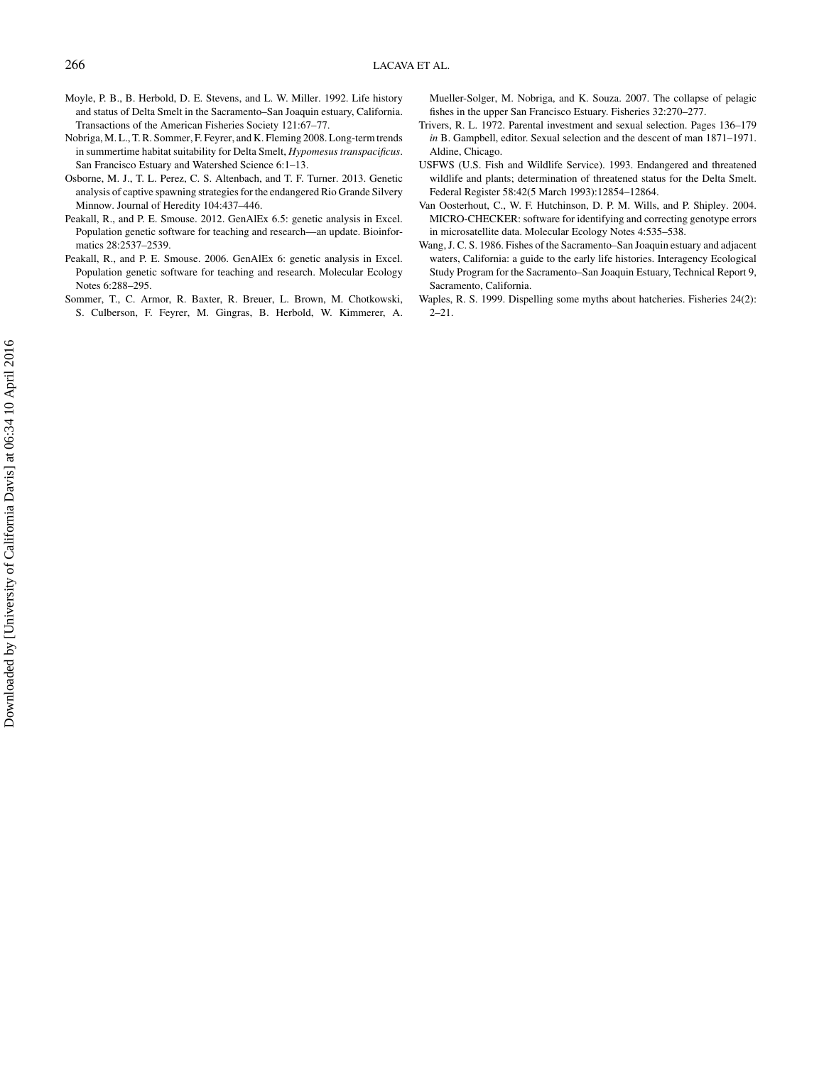Moyle, P. B., B. Herbold, D. E. Stevens, and L. W. Miller. 1992. Life history and status of Delta Smelt in the Sacramento–San Joaquin estuary, California. Transactions of the American Fisheries Society 121:67–77.

Nobriga, M. L., T. R. Sommer, F. Feyrer, and K. Fleming 2008. Long-term trends in summertime habitat suitability for Delta Smelt, *Hypomesus transpacificus*. San Francisco Estuary and Watershed Science 6:1–13.

Osborne, M. J., T. L. Perez, C. S. Altenbach, and T. F. Turner. 2013. Genetic analysis of captive spawning strategies for the endangered Rio Grande Silvery Minnow. Journal of Heredity 104:437–446.

Peakall, R., and P. E. Smouse. 2012. GenAlEx 6.5: genetic analysis in Excel. Population genetic software for teaching and research—an update. Bioinformatics 28:2537–2539.

Peakall, R., and P. E. Smouse. 2006. GenAlEx 6: genetic analysis in Excel. Population genetic software for teaching and research. Molecular Ecology Notes 6:288–295.

Sommer, T., C. Armor, R. Baxter, R. Breuer, L. Brown, M. Chotkowski, S. Culberson, F. Feyrer, M. Gingras, B. Herbold, W. Kimmerer, A. Mueller-Solger, M. Nobriga, and K. Souza. 2007. The collapse of pelagic fishes in the upper San Francisco Estuary. Fisheries 32:270–277.

Trivers, R. L. 1972. Parental investment and sexual selection. Pages 136–179 *in* B. Gampbell, editor. Sexual selection and the descent of man 1871–1971. Aldine, Chicago.

USFWS (U.S. Fish and Wildlife Service). 1993. Endangered and threatened wildlife and plants; determination of threatened status for the Delta Smelt. Federal Register 58:42(5 March 1993):12854–12864.

Van Oosterhout, C., W. F. Hutchinson, D. P. M. Wills, and P. Shipley. 2004. MICRO-CHECKER: software for identifying and correcting genotype errors in microsatellite data. Molecular Ecology Notes 4:535–538.

Wang, J. C. S. 1986. Fishes of the Sacramento–San Joaquin estuary and adjacent waters, California: a guide to the early life histories. Interagency Ecological Study Program for the Sacramento–San Joaquin Estuary, Technical Report 9, Sacramento, California.

Waples, R. S. 1999. Dispelling some myths about hatcheries. Fisheries 24(2): 2–21.